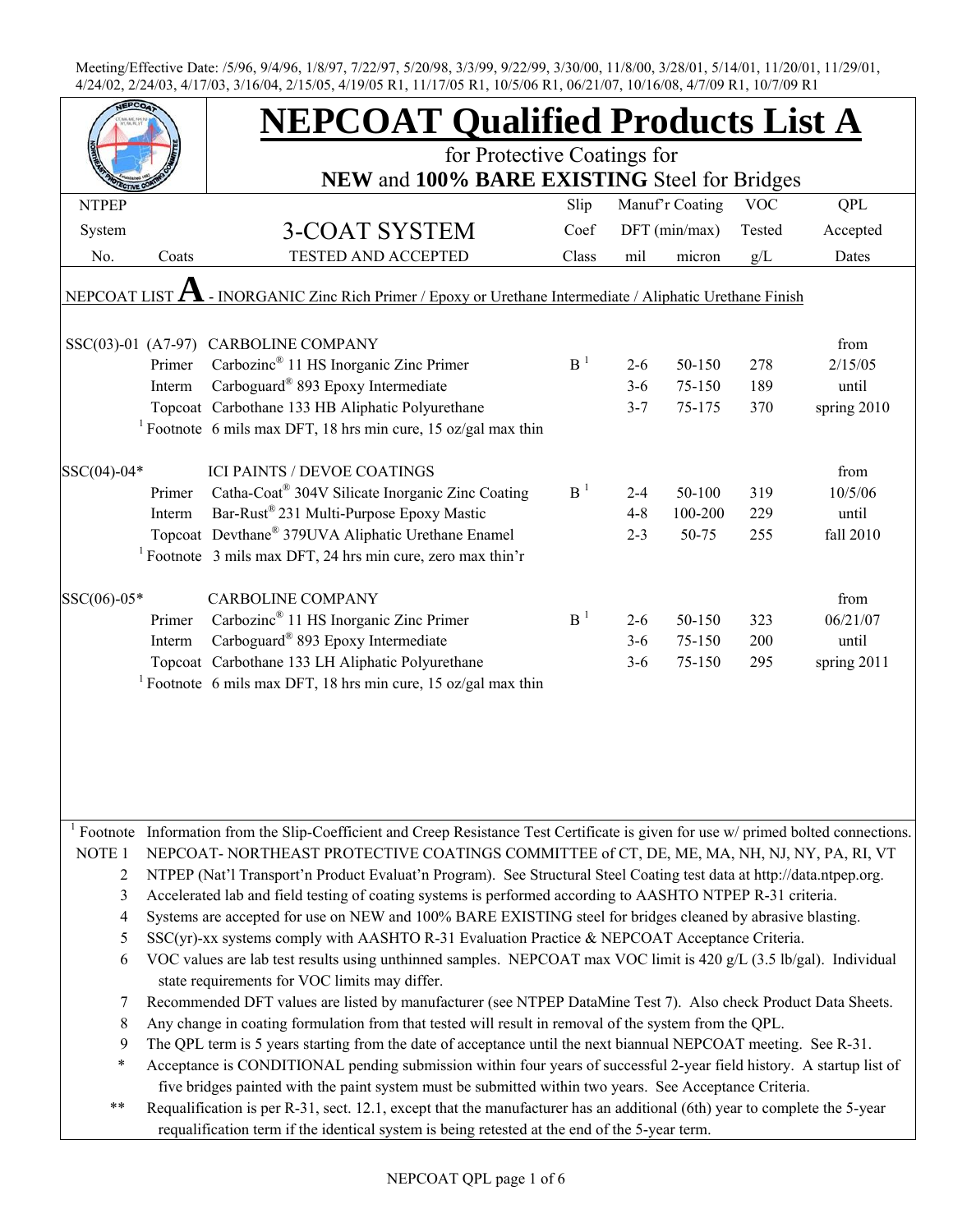Meeting/Effective Date: /5/96, 9/4/96, 1/8/97, 7/22/97, 5/20/98, 3/3/99, 9/22/99, 3/30/00, 11/8/00, 3/28/01, 5/14/01, 11/20/01, 11/29/01, 4/24/02, 2/24/03, 4/17/03, 3/16/04, 2/15/05, 4/19/05 R1, 11/17/05 R1, 10/5/06 R1, 06/21/07, 10/16/08, 4/7/09 R1, 10/7/09 R1

# NEPCOAT Qualified Products List A

## for Protective Coatings for **NEW** and **100% BARE EXISTING** Steel for Bridges

| NTPEP System No. | Coats | 3-COAT SYSTEM TESTED AND ACCEPTED | Slip Coef Class | Manuf'r Coating DFT (min/max) mil | micron | VOC Tested g/L | QPL Accepted Dates |
|---|---|---|---|---|---|---|---|
| NEPCOAT LIST **A** - INORGANIC Zinc Rich Primer / Epoxy or Urethane Intermediate / Aliphatic Urethane Finish | | | | | | | |
| SSC(03)-01 | (A7-97) | CARBOLINE COMPANY | | | | | from |
| | Primer | Carbozinc® 11 HS Inorganic Zinc Primer | B [1] | 2-6 | 50-150 | 278 | 2/15/05 |
| | Interm | Carboguard® 893 Epoxy Intermediate | | 3-6 | 75-150 | 189 | until |
| | Topcoat | Carbothane 133 HB Aliphatic Polyurethane | | 3-7 | 75-175 | 370 | spring 2010 |
| | [1] Footnote | 6 mils max DFT, 18 hrs min cure, 15 oz/gal max thin | | | | | |
| SSC(04)-04* | | ICI PAINTS / DEVOE COATINGS | | | | | from |
| | Primer | Catha-Coat® 304V Silicate Inorganic Zinc Coating | B [1] | 2-4 | 50-100 | 319 | 10/5/06 |
| | Interm | Bar-Rust® 231 Multi-Purpose Epoxy Mastic | | 4-8 | 100-200 | 229 | until |
| | Topcoat | Devthane® 379UVA Aliphatic Urethane Enamel | | 2-3 | 50-75 | 255 | fall 2010 |
| | [1] Footnote | 3 mils max DFT, 24 hrs min cure, zero max thin'r | | | | | |
| SSC(06)-05* | | CARBOLINE COMPANY | | | | | from |
| | Primer | Carbozinc® 11 HS Inorganic Zinc Primer | B [1] | 2-6 | 50-150 | 323 | 06/21/07 |
| | Interm | Carboguard® 893 Epoxy Intermediate | | 3-6 | 75-150 | 200 | until |
| | Topcoat | Carbothane 133 LH Aliphatic Polyurethane | | 3-6 | 75-150 | 295 | spring 2011 |
| | [1] Footnote | 6 mils max DFT, 18 hrs min cure, 15 oz/gal max thin | | | | | |

[1] Footnote Information from the Slip-Coefficient and Creep Resistance Test Certificate is given for use w/ primed bolted connections.

NOTE 1 NEPCOAT- NORTHEAST PROTECTIVE COATINGS COMMITTEE of CT, DE, ME, MA, NH, NJ, NY, PA, RI, VT

2 NTPEP (Nat'l Transport'n Product Evaluat'n Program). See Structural Steel Coating test data at http://data.ntpep.org.

3 Accelerated lab and field testing of coating systems is performed according to AASHTO NTPEP R-31 criteria.

4 Systems are accepted for use on NEW and 100% BARE EXISTING steel for bridges cleaned by abrasive blasting.

5 SSC(yr)-xx systems comply with AASHTO R-31 Evaluation Practice & NEPCOAT Acceptance Criteria.

6 VOC values are lab test results using unthinned samples. NEPCOAT max VOC limit is 420 g/L (3.5 lb/gal). Individual state requirements for VOC limits may differ.

7 Recommended DFT values are listed by manufacturer (see NTPEP DataMine Test 7). Also check Product Data Sheets.

8 Any change in coating formulation from that tested will result in removal of the system from the QPL.

9 The QPL term is 5 years starting from the date of acceptance until the next biannual NEPCOAT meeting. See R-31.

\* Acceptance is CONDITIONAL pending submission within four years of successful 2-year field history. A startup list of five bridges painted with the paint system must be submitted within two years. See Acceptance Criteria.

\*\* Requalification is per R-31, sect. 12.1, except that the manufacturer has an additional (6th) year to complete the 5-year requalification term if the identical system is being retested at the end of the 5-year term.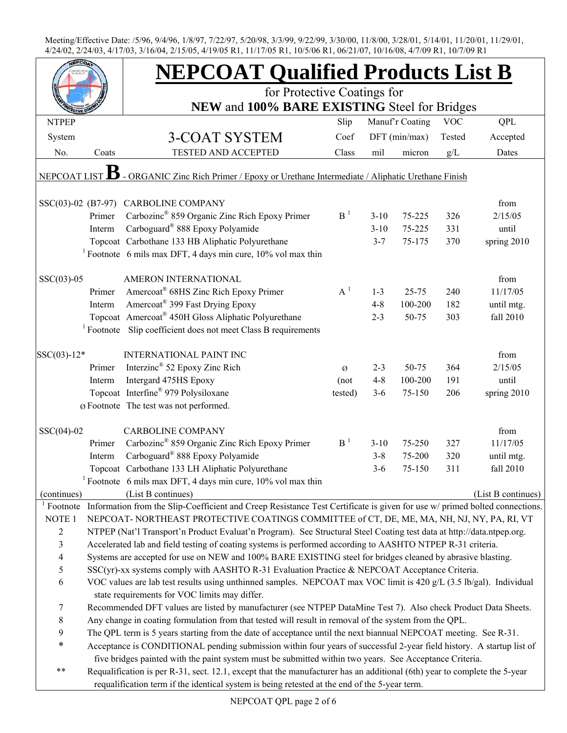Meeting/Effective Date: /5/96, 9/4/96, 1/8/97, 7/22/97, 5/20/98, 3/3/99, 9/22/99, 3/30/00, 11/8/00, 3/28/01, 5/14/01, 11/20/01, 11/29/01, 4/24/02, 2/24/03, 4/17/03, 3/16/04, 2/15/05, 4/19/05 R1, 11/17/05 R1, 10/5/06 R1, 06/21/07, 10/16/08, 4/7/09 R1, 10/7/09 R1

# NEPCOAT Qualified Products List B

for Protective Coatings for

**NEW** and **100% BARE EXISTING** Steel for Bridges

| NTPEP System No. | Coats | 3-COAT SYSTEM TESTED AND ACCEPTED | Slip Coef Class | Manuf'r Coating DFT (min/max) mil | micron | VOC Tested g/L | QPL Accepted Dates |
|---|---|---|---|---|---|---|---|
| NEPCOAT LIST **B** - ORGANIC Zinc Rich Primer / Epoxy or Urethane Intermediate / Aliphatic Urethane Finish | | | | | | | |
| SSC(03)-02 (B7-97) | | CARBOLINE COMPANY | | | | | from |
| | Primer | Carbozinc® 859 Organic Zinc Rich Epoxy Primer | B [1] | 3-10 | 75-225 | 326 | 2/15/05 |
| | Interm | Carboguard® 888 Epoxy Polyamide | | 3-10 | 75-225 | 331 | until |
| | Topcoat | Carbothane 133 HB Aliphatic Polyurethane | | 3-7 | 75-175 | 370 | spring 2010 |
| | [1] Footnote | 6 mils max DFT, 4 days min cure, 10% vol max thin | | | | | |
| SSC(03)-05 | | AMERON INTERNATIONAL | | | | | from |
| | Primer | Amercoat® 68HS Zinc Rich Epoxy Primer | A [1] | 1-3 | 25-75 | 240 | 11/17/05 |
| | Interm | Amercoat® 399 Fast Drying Epoxy | | 4-8 | 100-200 | 182 | until mtg. |
| | Topcoat | Amercoat® 450H Gloss Aliphatic Polyurethane | | 2-3 | 50-75 | 303 | fall 2010 |
| | [1] Footnote | Slip coefficient does not meet Class B requirements | | | | | |
| SSC(03)-12* | | INTERNATIONAL PAINT INC | | | | | from |
| | Primer | Interzinc® 52 Epoxy Zinc Rich | ø | 2-3 | 50-75 | 364 | 2/15/05 |
| | Interm | Intergard 475HS Epoxy | (not | 4-8 | 100-200 | 191 | until |
| | Topcoat | Interfine® 979 Polysiloxane | tested) | 3-6 | 75-150 | 206 | spring 2010 |
| | ø Footnote | The test was not performed. | | | | | |
| SSC(04)-02 | | CARBOLINE COMPANY | | | | | from |
| | Primer | Carbozinc® 859 Organic Zinc Rich Epoxy Primer | B [1] | 3-10 | 75-250 | 327 | 11/17/05 |
| | Interm | Carboguard® 888 Epoxy Polyamide | | 3-8 | 75-200 | 320 | until mtg. |
| | Topcoat | Carbothane 133 LH Aliphatic Polyurethane | | 3-6 | 75-150 | 311 | fall 2010 |
| | [1] Footnote | 6 mils max DFT, 4 days min cure, 10% vol max thin | | | | | |
| (continues) | | (List B continues) | | | | | (List B continues) |

[1] Footnote Information from the Slip-Coefficient and Creep Resistance Test Certificate is given for use w/ primed bolted connections.

NOTE 1 NEPCOAT- NORTHEAST PROTECTIVE COATINGS COMMITTEE of CT, DE, ME, MA, NH, NJ, NY, PA, RI, VT

2 NTPEP (Nat'l Transport'n Product Evaluat'n Program). See Structural Steel Coating test data at http://data.ntpep.org.

3 Accelerated lab and field testing of coating systems is performed according to AASHTO NTPEP R-31 criteria.

4 Systems are accepted for use on NEW and 100% BARE EXISTING steel for bridges cleaned by abrasive blasting.

5 SSC(yr)-xx systems comply with AASHTO R-31 Evaluation Practice & NEPCOAT Acceptance Criteria.

6 VOC values are lab test results using unthinned samples. NEPCOAT max VOC limit is 420 g/L (3.5 lb/gal). Individual state requirements for VOC limits may differ.

7 Recommended DFT values are listed by manufacturer (see NTPEP DataMine Test 7). Also check Product Data Sheets.

8 Any change in coating formulation from that tested will result in removal of the system from the QPL.

9 The QPL term is 5 years starting from the date of acceptance until the next biannual NEPCOAT meeting. See R-31.

\* Acceptance is CONDITIONAL pending submission within four years of successful 2-year field history. A startup list of five bridges painted with the paint system must be submitted within two years. See Acceptance Criteria.

\*\* Requalification is per R-31, sect. 12.1, except that the manufacturer has an additional (6th) year to complete the 5-year requalification term if the identical system is being retested at the end of the 5-year term.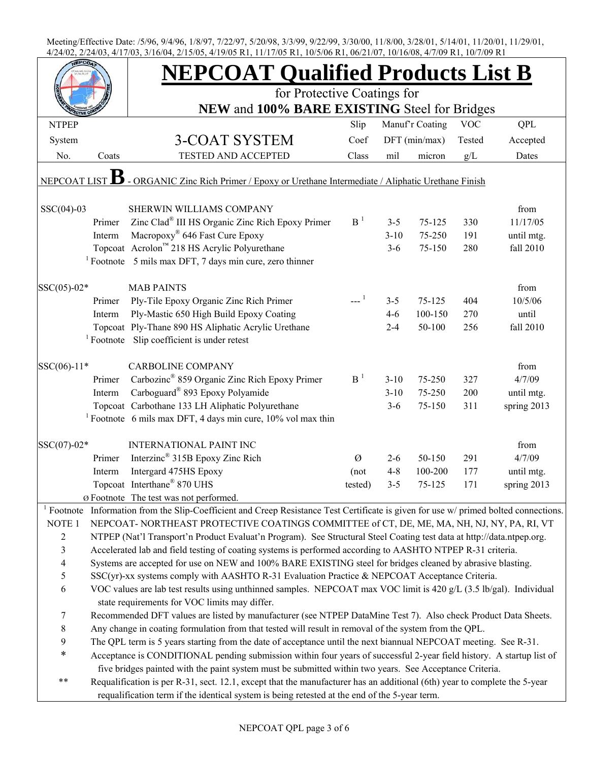Meeting/Effective Date: /5/96, 9/4/96, 1/8/97, 7/22/97, 5/20/98, 3/3/99, 9/22/99, 3/30/00, 11/8/00, 3/28/01, 5/14/01, 11/20/01, 11/29/01, 4/24/02, 2/24/03, 4/17/03, 3/16/04, 2/15/05, 4/19/05 R1, 11/17/05 R1, 10/5/06 R1, 06/21/07, 10/16/08, 4/7/09 R1, 10/7/09 R1

# NEPCOAT Qualified Products List B

## for Protective Coatings for

## NEW and 100% BARE EXISTING Steel for Bridges

| NTPEP System No. | Coats | 3-COAT SYSTEM TESTED AND ACCEPTED | Slip Coef Class | Manuf'r Coating DFT (min/max) mil | micron | VOC Tested g/L | QPL Accepted Dates |
|---|---|---|---|---|---|---|---|
| NEPCOAT LIST **B** - ORGANIC Zinc Rich Primer / Epoxy or Urethane Intermediate / Aliphatic Urethane Finish | | | | | | | |
| SSC(04)-03 | | SHERWIN WILLIAMS COMPANY | | | | | from |
| | Primer | Zinc Clad® III HS Organic Zinc Rich Epoxy Primer | B [1] | 3-5 | 75-125 | 330 | 11/17/05 |
| | Interm | Macropoxy® 646 Fast Cure Epoxy | | 3-10 | 75-250 | 191 | until mtg. |
| | Topcoat | Acrolon™ 218 HS Acrylic Polyurethane | | 3-6 | 75-150 | 280 | fall 2010 |
| | [1] Footnote | 5 mils max DFT, 7 days min cure, zero thinner | | | | | |
| SSC(05)-02* | | MAB PAINTS | | | | | from |
| | Primer | Ply-Tile Epoxy Organic Zinc Rich Primer | --- [1] | 3-5 | 75-125 | 404 | 10/5/06 |
| | Interm | Ply-Mastic 650 High Build Epoxy Coating | | 4-6 | 100-150 | 270 | until |
| | Topcoat | Ply-Thane 890 HS Aliphatic Acrylic Urethane | | 2-4 | 50-100 | 256 | fall 2010 |
| | [1] Footnote | Slip coefficient is under retest | | | | | |
| SSC(06)-11* | | CARBOLINE COMPANY | | | | | from |
| | Primer | Carbozinc® 859 Organic Zinc Rich Epoxy Primer | B [1] | 3-10 | 75-250 | 327 | 4/7/09 |
| | Interm | Carboguard® 893 Epoxy Polyamide | | 3-10 | 75-250 | 200 | until mtg. |
| | Topcoat | Carbothane 133 LH Aliphatic Polyurethane | | 3-6 | 75-150 | 311 | spring 2013 |
| | [1] Footnote | 6 mils max DFT, 4 days min cure, 10% vol max thin | | | | | |
| SSC(07)-02* | | INTERNATIONAL PAINT INC | | | | | from |
| | Primer | Interzinc® 315B Epoxy Zinc Rich | Ø | 2-6 | 50-150 | 291 | 4/7/09 |
| | Interm | Intergard 475HS Epoxy | (not | 4-8 | 100-200 | 177 | until mtg. |
| | Topcoat | Interthane® 870 UHS | tested) | 3-5 | 75-125 | 171 | spring 2013 |
| | Ø Footnote | The test was not performed. | | | | | |

[1] Footnote Information from the Slip-Coefficient and Creep Resistance Test Certificate is given for use w/ primed bolted connections.

NOTE 1 NEPCOAT- NORTHEAST PROTECTIVE COATINGS COMMITTEE of CT, DE, ME, MA, NH, NJ, NY, PA, RI, VT

2 NTPEP (Nat'l Transport'n Product Evaluat'n Program). See Structural Steel Coating test data at http://data.ntpep.org.

3 Accelerated lab and field testing of coating systems is performed according to AASHTO NTPEP R-31 criteria.

4 Systems are accepted for use on NEW and 100% BARE EXISTING steel for bridges cleaned by abrasive blasting.

5 SSC(yr)-xx systems comply with AASHTO R-31 Evaluation Practice & NEPCOAT Acceptance Criteria.

6 VOC values are lab test results using unthinned samples. NEPCOAT max VOC limit is 420 g/L (3.5 lb/gal). Individual state requirements for VOC limits may differ.

7 Recommended DFT values are listed by manufacturer (see NTPEP DataMine Test 7). Also check Product Data Sheets.

8 Any change in coating formulation from that tested will result in removal of the system from the QPL.

9 The QPL term is 5 years starting from the date of acceptance until the next biannual NEPCOAT meeting. See R-31.

\* Acceptance is CONDITIONAL pending submission within four years of successful 2-year field history. A startup list of five bridges painted with the paint system must be submitted within two years. See Acceptance Criteria.

\*\* Requalification is per R-31, sect. 12.1, except that the manufacturer has an additional (6th) year to complete the 5-year requalification term if the identical system is being retested at the end of the 5-year term.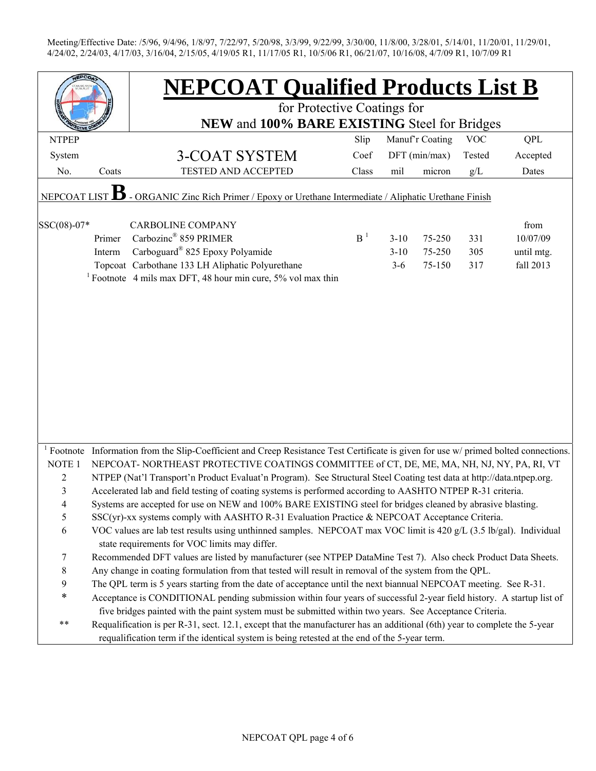Meeting/Effective Date: /5/96, 9/4/96, 1/8/97, 7/22/97, 5/20/98, 3/3/99, 9/22/99, 3/30/00, 11/8/00, 3/28/01, 5/14/01, 11/20/01, 11/29/01, 4/24/02, 2/24/03, 4/17/03, 3/16/04, 2/15/05, 4/19/05 R1, 11/17/05 R1, 10/5/06 R1, 06/21/07, 10/16/08, 4/7/09 R1, 10/7/09 R1

# NEPCOAT Qualified Products List B

for Protective Coatings for

**NEW** and **100% BARE EXISTING** Steel for Bridges

| NTPEP System No. | Coats | 3-COAT SYSTEM TESTED AND ACCEPTED | Slip Coef Class | Manuf'r Coating DFT (min/max) mil | micron | VOC Tested g/L | QPL Accepted Dates |
|---|---|---|---|---|---|---|---|
| NEPCOAT LIST **B** - ORGANIC Zinc Rich Primer / Epoxy or Urethane Intermediate / Aliphatic Urethane Finish | | | | | | | |
| SSC(08)-07* | | CARBOLINE COMPANY | | | | | from |
| | Primer | Carbozinc® 859 PRIMER | B[1] | 3-10 | 75-250 | 331 | 10/07/09 |
| | Interm | Carboguard® 825 Epoxy Polyamide | | 3-10 | 75-250 | 305 | until mtg. |
| | Topcoat | Carbothane 133 LH Aliphatic Polyurethane | | 3-6 | 75-150 | 317 | fall 2013 |
| | [1] Footnote | 4 mils max DFT, 48 hour min cure, 5% vol max thin | | | | | |

[1] Footnote Information from the Slip-Coefficient and Creep Resistance Test Certificate is given for use w/ primed bolted connections.

NOTE 1 NEPCOAT- NORTHEAST PROTECTIVE COATINGS COMMITTEE of CT, DE, MA, ME, MA, NH, NJ, NY, PA, RI, VT

2 NTPEP (Nat'l Transport'n Product Evaluat'n Program). See Structural Steel Coating test data at http://data.ntpep.org.

3 Accelerated lab and field testing of coating systems is performed according to AASHTO NTPEP R-31 criteria.

4 Systems are accepted for use on NEW and 100% BARE EXISTING steel for bridges cleaned by abrasive blasting.

5 SSC(yr)-xx systems comply with AASHTO R-31 Evaluation Practice & NEPCOAT Acceptance Criteria.

6 VOC values are lab test results using unthinned samples. NEPCOAT max VOC limit is 420 g/L (3.5 lb/gal). Individual state requirements for VOC limits may differ.

7 Recommended DFT values are listed by manufacturer (see NTPEP DataMine Test 7). Also check Product Data Sheets.

8 Any change in coating formulation from that tested will result in removal of the system from the QPL.

9 The QPL term is 5 years starting from the date of acceptance until the next biannual NEPCOAT meeting. See R-31.

\* Acceptance is CONDITIONAL pending submission within four years of successful 2-year field history. A startup list of five bridges painted with the paint system must be submitted within two years. See Acceptance Criteria.

\*\* Requalification is per R-31, sect. 12.1, except that the manufacturer has an additional (6th) year to complete the 5-year requalification term if the identical system is being retested at the end of the 5-year term.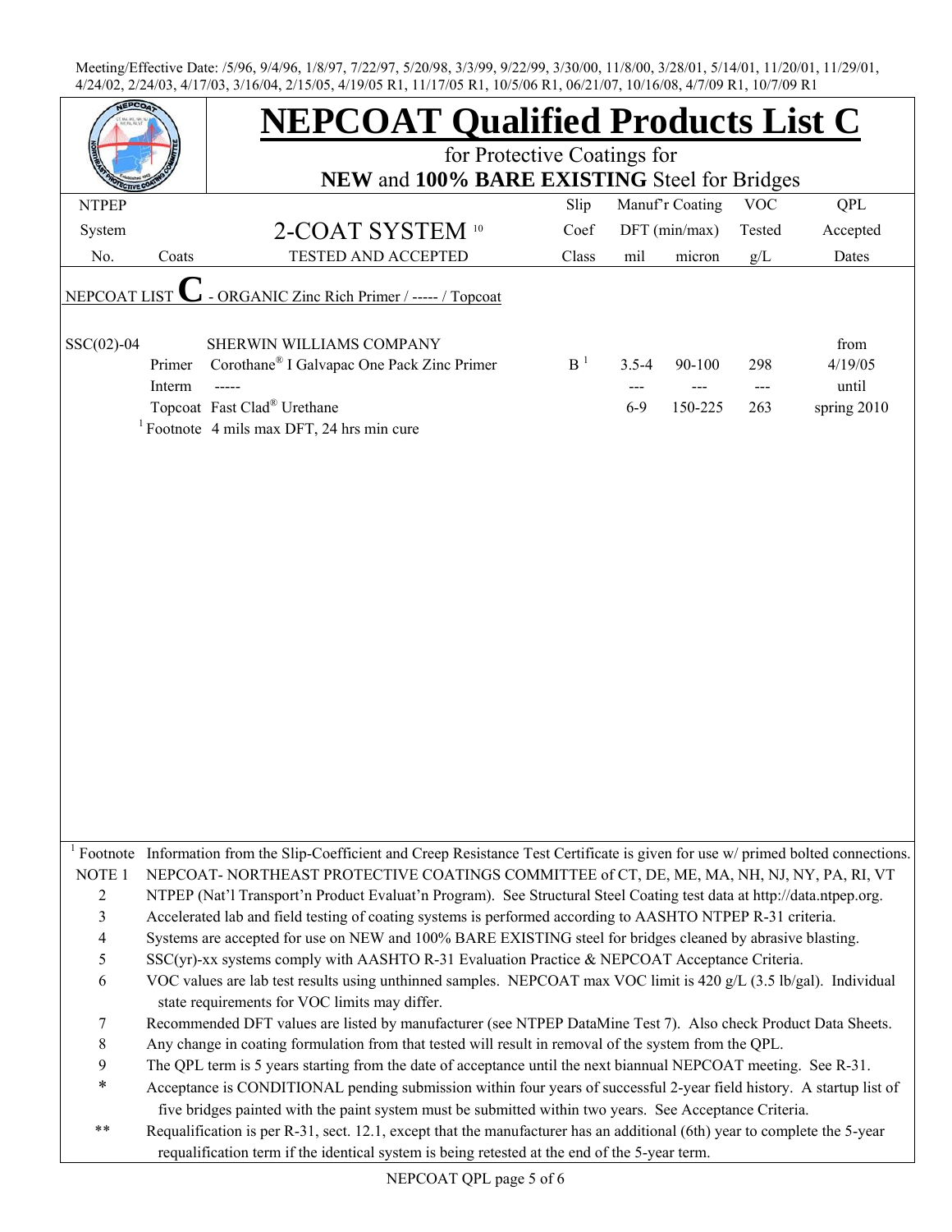Meeting/Effective Date: /5/96, 9/4/96, 1/8/97, 7/22/97, 5/20/98, 3/3/99, 9/22/99, 3/30/00, 11/8/00, 3/28/01, 5/14/01, 11/20/01, 11/29/01, 4/24/02, 2/24/03, 4/17/03, 3/16/04, 2/15/05, 4/19/05 R1, 11/17/05 R1, 10/5/06 R1, 06/21/07, 10/16/08, 4/7/09 R1, 10/7/09 R1

# NEPCOAT Qualified Products List C

## for Protective Coatings for **NEW** and **100% BARE EXISTING** Steel for Bridges

| NTPEP System No. | Coats | 2-COAT SYSTEM [10] TESTED AND ACCEPTED | Slip Coef Class | Manuf'r Coating DFT (min/max) mil | micron | VOC Tested g/L | QPL Accepted Dates |
|---|---|---|---|---|---|---|---|
| NEPCOAT LIST **C** - ORGANIC Zinc Rich Primer / ----- / Topcoat | | | | | | | |
| SSC(02)-04 | | SHERWIN WILLIAMS COMPANY | | | | | from |
| | Primer | Corothane® I Galvapac One Pack Zinc Primer | B [1] | 3.5-4 | 90-100 | 298 | 4/19/05 |
| | Interm | ----- | | --- | --- | --- | until |
| | Topcoat | Fast Clad® Urethane | | 6-9 | 150-225 | 263 | spring 2010 |
| | [1] Footnote | 4 mils max DFT, 24 hrs min cure | | | | | |

[1] Footnote Information from the Slip-Coefficient and Creep Resistance Test Certificate is given for use w/ primed bolted connections.

NOTE 1 NEPCOAT- NORTHEAST PROTECTIVE COATINGS COMMITTEE of CT, DE, ME, MA, NH, NJ, NY, PA, RI, VT

2 NTPEP (Nat'l Transport'n Product Evaluat'n Program). See Structural Steel Coating test data at http://data.ntpep.org.

3 Accelerated lab and field testing of coating systems is performed according to AASHTO NTPEP R-31 criteria.

4 Systems are accepted for use on NEW and 100% BARE EXISTING steel for bridges cleaned by abrasive blasting.

5 SSC(yr)-xx systems comply with AASHTO R-31 Evaluation Practice & NEPCOAT Acceptance Criteria.

6 VOC values are lab test results using unthinned samples. NEPCOAT max VOC limit is 420 g/L (3.5 lb/gal). Individual state requirements for VOC limits may differ.

7 Recommended DFT values are listed by manufacturer (see NTPEP DataMine Test 7). Also check Product Data Sheets.

8 Any change in coating formulation from that tested will result in removal of the system from the QPL.

9 The QPL term is 5 years starting from the date of acceptance until the next biannual NEPCOAT meeting. See R-31.

\* Acceptance is CONDITIONAL pending submission within four years of successful 2-year field history. A startup list of five bridges painted with the paint system must be submitted within two years. See Acceptance Criteria.

\** Requalification is per R-31, sect. 12.1, except that the manufacturer has an additional (6th) year to complete the 5-year requalification term if the identical system is being retested at the end of the 5-year term.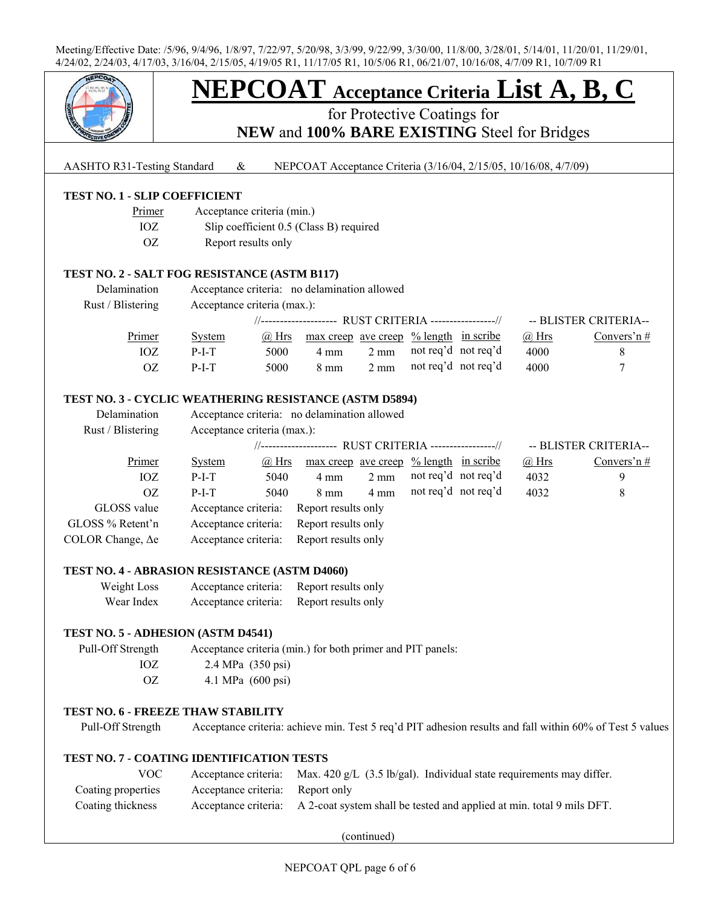Meeting/Effective Date: /5/96, 9/4/96, 1/8/97, 7/22/97, 5/20/98, 3/3/99, 9/22/99, 3/30/00, 11/8/00, 3/28/01, 5/14/01, 11/20/01, 11/29/01, 4/24/02, 2/24/03, 4/17/03, 3/16/04, 2/15/05, 4/19/05 R1, 11/17/05 R1, 10/5/06 R1, 06/21/07, 10/16/08, 4/7/09 R1, 10/7/09 R1

# NEPCOAT Acceptance Criteria List A, B, C

for Protective Coatings for

**NEW** and **100% BARE EXISTING** Steel for Bridges

AASHTO R31-Testing Standard & NEPCOAT Acceptance Criteria (3/16/04, 2/15/05, 10/16/08, 4/7/09)

### TEST NO. 1 - SLIP COEFFICIENT

| Primer | Acceptance criteria (min.) |
|---|---|
| IOZ | Slip coefficient 0.5 (Class B) required |
| OZ | Report results only |

### TEST NO. 2 - SALT FOG RESISTANCE (ASTM B117)

Delamination — Acceptance criteria: no delamination allowed

Rust / Blistering — Acceptance criteria (max.):

| | | RUST CRITERIA | | | | | BLISTER CRITERIA | |
|---|---|---|---|---|---|---|---|---|
| Primer | System | @ Hrs | max creep | ave creep | % length | in scribe | @ Hrs | Convers'n # |
| IOZ | P-I-T | 5000 | 4 mm | 2 mm | not req'd | not req'd | 4000 | 8 |
| OZ | P-I-T | 5000 | 8 mm | 2 mm | not req'd | not req'd | 4000 | 7 |

### TEST NO. 3 - CYCLIC WEATHERING RESISTANCE (ASTM D5894)

Delamination — Acceptance criteria: no delamination allowed

Rust / Blistering — Acceptance criteria (max.):

| | | RUST CRITERIA | | | | | BLISTER CRITERIA | |
|---|---|---|---|---|---|---|---|---|
| Primer | System | @ Hrs | max creep | ave creep | % length | in scribe | @ Hrs | Convers'n # |
| IOZ | P-I-T | 5040 | 4 mm | 2 mm | not req'd | not req'd | 4032 | 9 |
| OZ | P-I-T | 5040 | 8 mm | 4 mm | not req'd | not req'd | 4032 | 8 |

| | | |
|---|---|---|
| GLOSS value | Acceptance criteria: | Report results only |
| GLOSS % Retent'n | Acceptance criteria: | Report results only |
| COLOR Change, Δe | Acceptance criteria: | Report results only |

### TEST NO. 4 - ABRASION RESISTANCE (ASTM D4060)

| | | |
|---|---|---|
| Weight Loss | Acceptance criteria: | Report results only |
| Wear Index | Acceptance criteria: | Report results only |

### TEST NO. 5 - ADHESION (ASTM D4541)

Pull-Off Strength — Acceptance criteria (min.) for both primer and PIT panels:

| | |
|---|---|
| IOZ | 2.4 MPa (350 psi) |
| OZ | 4.1 MPa (600 psi) |

### TEST NO. 6 - FREEZE THAW STABILITY

Pull-Off Strength — Acceptance criteria: achieve min. Test 5 req'd PIT adhesion results and fall within 60% of Test 5 values

### TEST NO. 7 - COATING IDENTIFICATION TESTS

| | | |
|---|---|---|
| VOC | Acceptance criteria: | Max. 420 g/L (3.5 lb/gal). Individual state requirements may differ. |
| Coating properties | Acceptance criteria: | Report only |
| Coating thickness | Acceptance criteria: | A 2-coat system shall be tested and applied at min. total 9 mils DFT. |

(continued)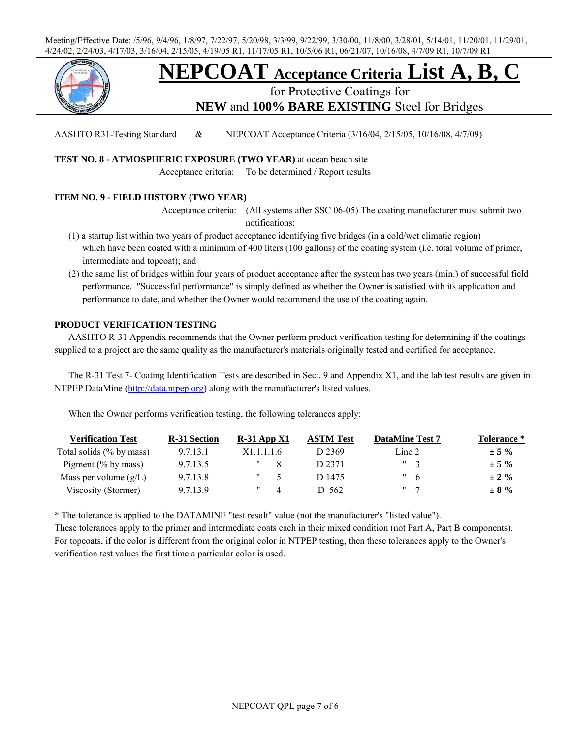Meeting/Effective Date: /5/96, 9/4/96, 1/8/97, 7/22/97, 5/20/98, 3/3/99, 9/22/99, 3/30/00, 11/8/00, 3/28/01, 5/14/01, 11/20/01, 11/29/01, 4/24/02, 2/24/03, 4/17/03, 3/16/04, 2/15/05, 4/19/05 R1, 11/17/05 R1, 10/5/06 R1, 06/21/07, 10/16/08, 4/7/09 R1, 10/7/09 R1

# NEPCOAT Acceptance Criteria List A, B, C

for Protective Coatings for

**NEW** and **100% BARE EXISTING** Steel for Bridges

AASHTO R31-Testing Standard & NEPCOAT Acceptance Criteria (3/16/04, 2/15/05, 10/16/08, 4/7/09)

**TEST NO. 8 - ATMOSPHERIC EXPOSURE (TWO YEAR)** at ocean beach site

Acceptance criteria: To be determined / Report results

**ITEM NO. 9 - FIELD HISTORY (TWO YEAR)**

Acceptance criteria: (All systems after SSC 06-05) The coating manufacturer must submit two notifications;

(1) a startup list within two years of product acceptance identifying five bridges (in a cold/wet climatic region) which have been coated with a minimum of 400 liters (100 gallons) of the coating system (i.e. total volume of primer, intermediate and topcoat); and

(2) the same list of bridges within four years of product acceptance after the system has two years (min.) of successful field performance. "Successful performance" is simply defined as whether the Owner is satisfied with its application and performance to date, and whether the Owner would recommend the use of the coating again.

**PRODUCT VERIFICATION TESTING**

AASHTO R-31 Appendix recommends that the Owner perform product verification testing for determining if the coatings supplied to a project are the same quality as the manufacturer's materials originally tested and certified for acceptance.

The R-31 Test 7- Coating Identification Tests are described in Sect. 9 and Appendix X1, and the lab test results are given in NTPEP DataMine (http://data.ntpep.org) along with the manufacturer's listed values.

When the Owner performs verification testing, the following tolerances apply:

| Verification Test | R-31 Section | R-31 App X1 | ASTM Test | DataMine Test 7 | Tolerance * |
|---|---|---|---|---|---|
| Total solids (% by mass) | 9.7.13.1 | X1.1.1.1.6 | D 2369 | Line 2 | **± 5 %** |
| Pigment (% by mass) | 9.7.13.5 | " 8 | D 2371 | " 3 | **± 5 %** |
| Mass per volume (g/L) | 9.7.13.8 | " 5 | D 1475 | " 6 | **± 2 %** |
| Viscosity (Stormer) | 9.7.13.9 | " 4 | D 562 | " 7 | **± 8 %** |

* The tolerance is applied to the DATAMINE "test result" value (not the manufacturer's "listed value").
These tolerances apply to the primer and intermediate coats each in their mixed condition (not Part A, Part B components).
For topcoats, if the color is different from the original color in NTPEP testing, then these tolerances apply to the Owner's verification test values the first time a particular color is used.